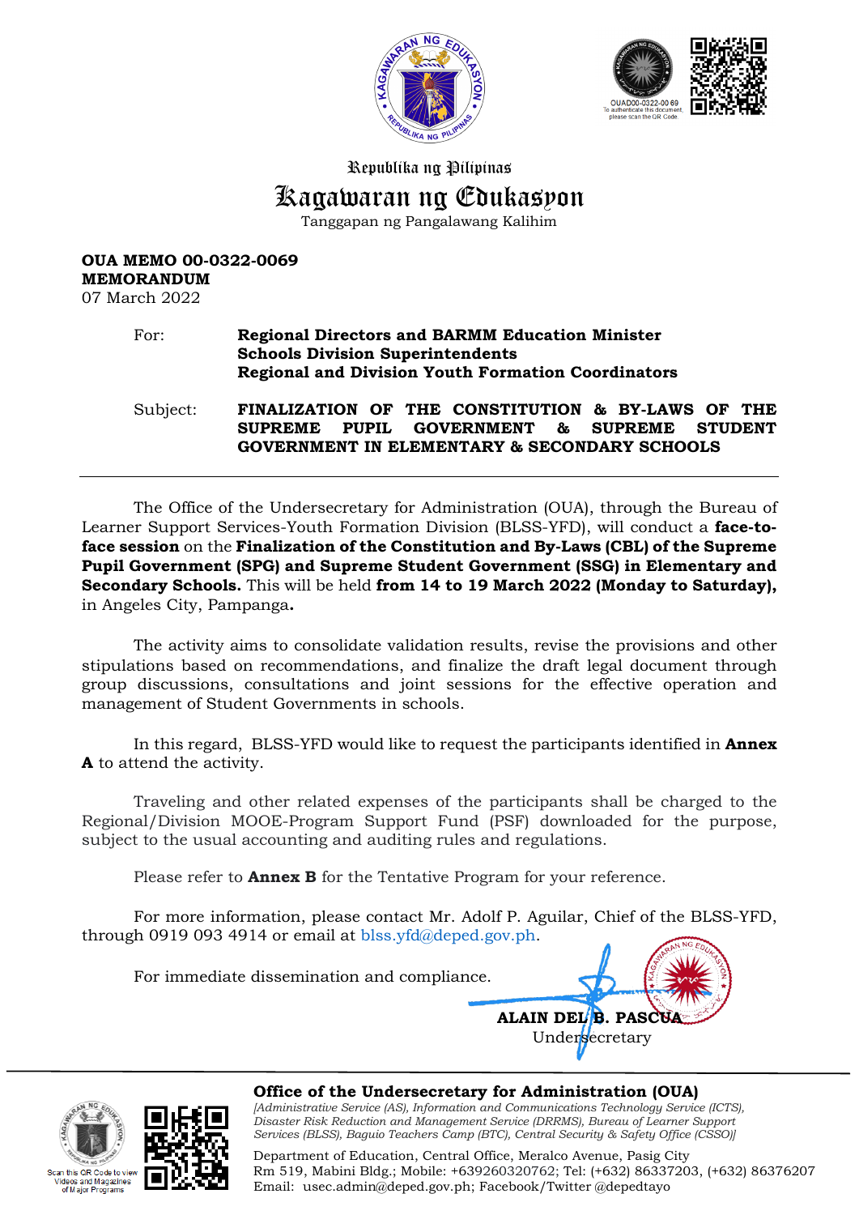Republika ng Pilipinas

# Kagawaran ng Edukasyon

Tanggapan ng Pangalawang Kalihim

OUAD00-0322-0069
To authenticate this document, please scan the QR Code.

**OUA MEMO 00-0322-0069**
**MEMORANDUM**
07 March 2022

For: **Regional Directors and BARMM Education Minister**
**Schools Division Superintendents**
**Regional and Division Youth Formation Coordinators**

Subject: **FINALIZATION OF THE CONSTITUTION & BY-LAWS OF THE SUPREME PUPIL GOVERNMENT & SUPREME STUDENT GOVERNMENT IN ELEMENTARY & SECONDARY SCHOOLS**

---

The Office of the Undersecretary for Administration (OUA), through the Bureau of Learner Support Services-Youth Formation Division (BLSS-YFD), will conduct a **face-to-face session** on the **Finalization of the Constitution and By-Laws (CBL) of the Supreme Pupil Government (SPG) and Supreme Student Government (SSG) in Elementary and Secondary Schools.** This will be held **from 14 to 19 March 2022 (Monday to Saturday),** in Angeles City, Pampanga**.**

The activity aims to consolidate validation results, revise the provisions and other stipulations based on recommendations, and finalize the draft legal document through group discussions, consultations and joint sessions for the effective operation and management of Student Governments in schools.

In this regard, BLSS-YFD would like to request the participants identified in **Annex A** to attend the activity.

Traveling and other related expenses of the participants shall be charged to the Regional/Division MOOE-Program Support Fund (PSF) downloaded for the purpose, subject to the usual accounting and auditing rules and regulations.

Please refer to **Annex B** for the Tentative Program for your reference.

For more information, please contact Mr. Adolf P. Aguilar, Chief of the BLSS-YFD, through 0919 093 4914 or email at blss.yfd@deped.gov.ph.

For immediate dissemination and compliance.

**ALAIN DEL B. PASCUA**
Undersecretary

---

Scan this QR Code to view Videos and Magazines of Major Programs

**Office of the Undersecretary for Administration (OUA)**
*[Administrative Service (AS), Information and Communications Technology Service (ICTS), Disaster Risk Reduction and Management Service (DRRMS), Bureau of Learner Support Services (BLSS), Baguio Teachers Camp (BTC), Central Security & Safety Office (CSSO)]*

Department of Education, Central Office, Meralco Avenue, Pasig City
Rm 519, Mabini Bldg.; Mobile: +639260320762; Tel: (+632) 86337203, (+632) 86376207
Email: usec.admin@deped.gov.ph; Facebook/Twitter @depedtayo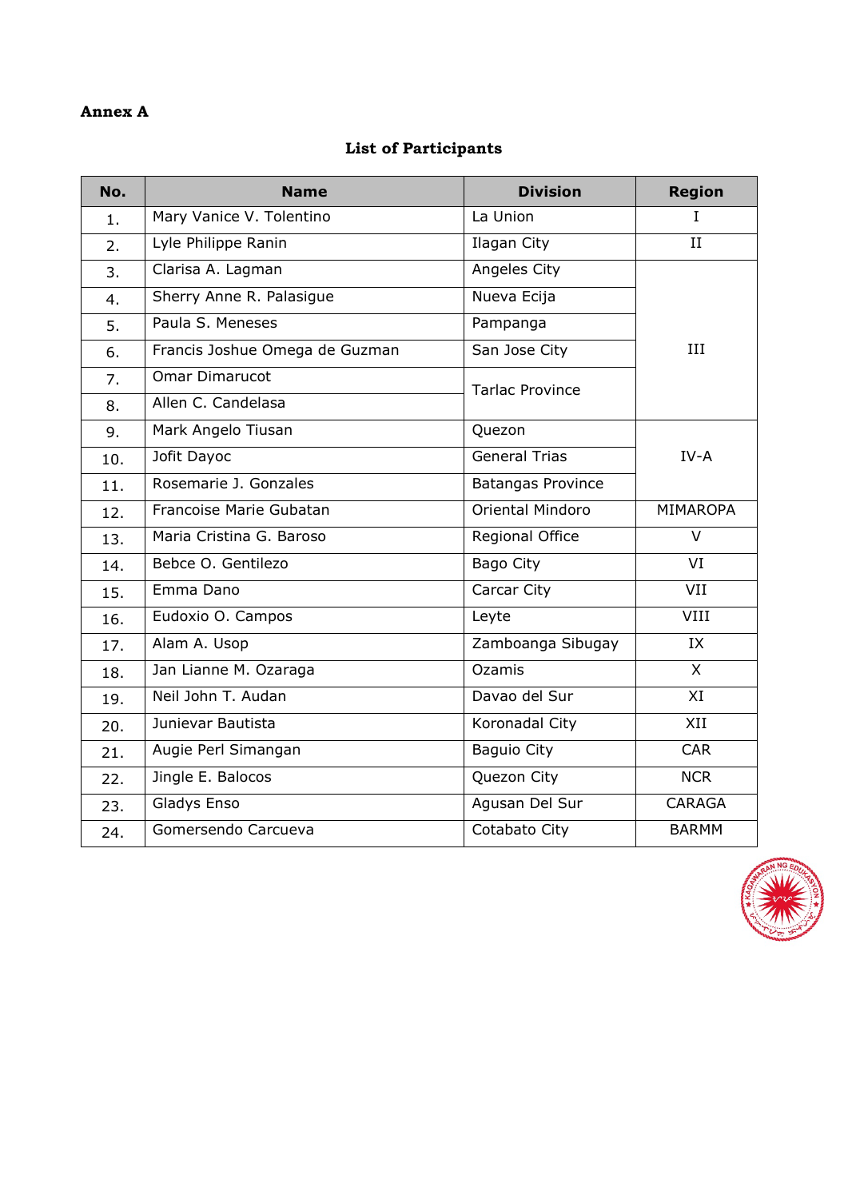**Annex A**

**List of Participants**

| No. | Name | Division | Region |
|---|---|---|---|
| 1. | Mary Vanice V. Tolentino | La Union | I |
| 2. | Lyle Philippe Ranin | Ilagan City | II |
| 3. | Clarisa A. Lagman | Angeles City | III |
| 4. | Sherry Anne R. Palasigue | Nueva Ecija | III |
| 5. | Paula S. Meneses | Pampanga | III |
| 6. | Francis Joshue Omega de Guzman | San Jose City | III |
| 7. | Omar Dimarucot | Tarlac Province | III |
| 8. | Allen C. Candelasa | Tarlac Province | III |
| 9. | Mark Angelo Tiusan | Quezon | IV-A |
| 10. | Jofit Dayoc | General Trias | IV-A |
| 11. | Rosemarie J. Gonzales | Batangas Province | IV-A |
| 12. | Francoise Marie Gubatan | Oriental Mindoro | MIMAROPA |
| 13. | Maria Cristina G. Baroso | Regional Office | V |
| 14. | Bebce O. Gentilezo | Bago City | VI |
| 15. | Emma Dano | Carcar City | VII |
| 16. | Eudoxio O. Campos | Leyte | VIII |
| 17. | Alam A. Usop | Zamboanga Sibugay | IX |
| 18. | Jan Lianne M. Ozaraga | Ozamis | X |
| 19. | Neil John T. Audan | Davao del Sur | XI |
| 20. | Junievar Bautista | Koronadal City | XII |
| 21. | Augie Perl Simangan | Baguio City | CAR |
| 22. | Jingle E. Balocos | Quezon City | NCR |
| 23. | Gladys Enso | Agusan Del Sur | CARAGA |
| 24. | Gomersendo Carcueva | Cotabato City | BARMM |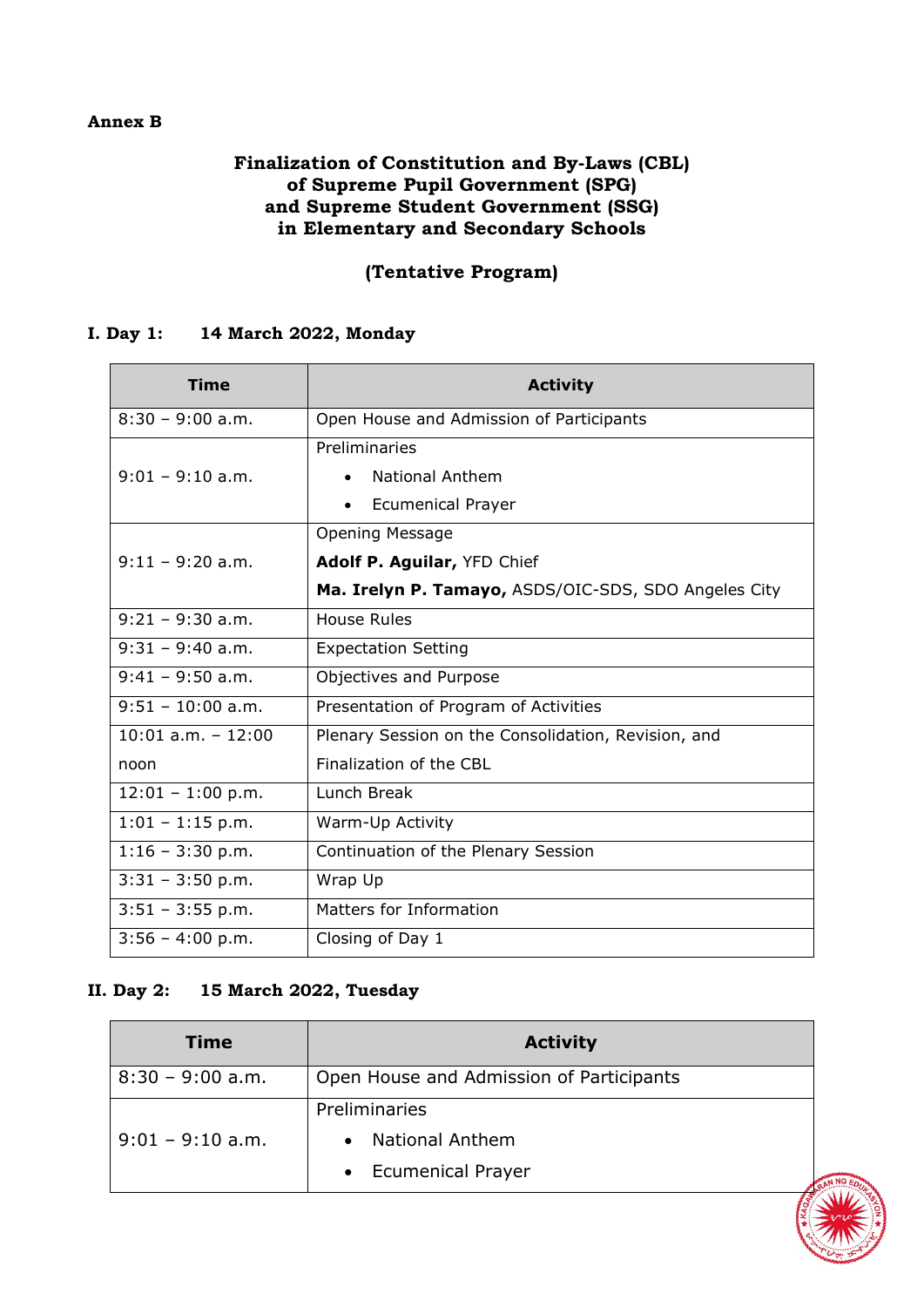**Annex B**

# Finalization of Constitution and By-Laws (CBL) of Supreme Pupil Government (SPG) and Supreme Student Government (SSG) in Elementary and Secondary Schools

## (Tentative Program)

### I. Day 1: 14 March 2022, Monday

| Time | Activity |
|---|---|
| 8:30 – 9:00 a.m. | Open House and Admission of Participants |
| 9:01 – 9:10 a.m. | Preliminaries<br>• National Anthem<br>• Ecumenical Prayer |
| 9:11 – 9:20 a.m. | Opening Message<br>**Adolf P. Aguilar,** YFD Chief<br>**Ma. Irelyn P. Tamayo,** ASDS/OIC-SDS, SDO Angeles City |
| 9:21 – 9:30 a.m. | House Rules |
| 9:31 – 9:40 a.m. | Expectation Setting |
| 9:41 – 9:50 a.m. | Objectives and Purpose |
| 9:51 – 10:00 a.m. | Presentation of Program of Activities |
| 10:01 a.m. – 12:00 noon | Plenary Session on the Consolidation, Revision, and Finalization of the CBL |
| 12:01 – 1:00 p.m. | Lunch Break |
| 1:01 – 1:15 p.m. | Warm-Up Activity |
| 1:16 – 3:30 p.m. | Continuation of the Plenary Session |
| 3:31 – 3:50 p.m. | Wrap Up |
| 3:51 – 3:55 p.m. | Matters for Information |
| 3:56 – 4:00 p.m. | Closing of Day 1 |

### II. Day 2: 15 March 2022, Tuesday

| Time | Activity |
|---|---|
| 8:30 – 9:00 a.m. | Open House and Admission of Participants |
| 9:01 – 9:10 a.m. | Preliminaries<br>• National Anthem<br>• Ecumenical Prayer |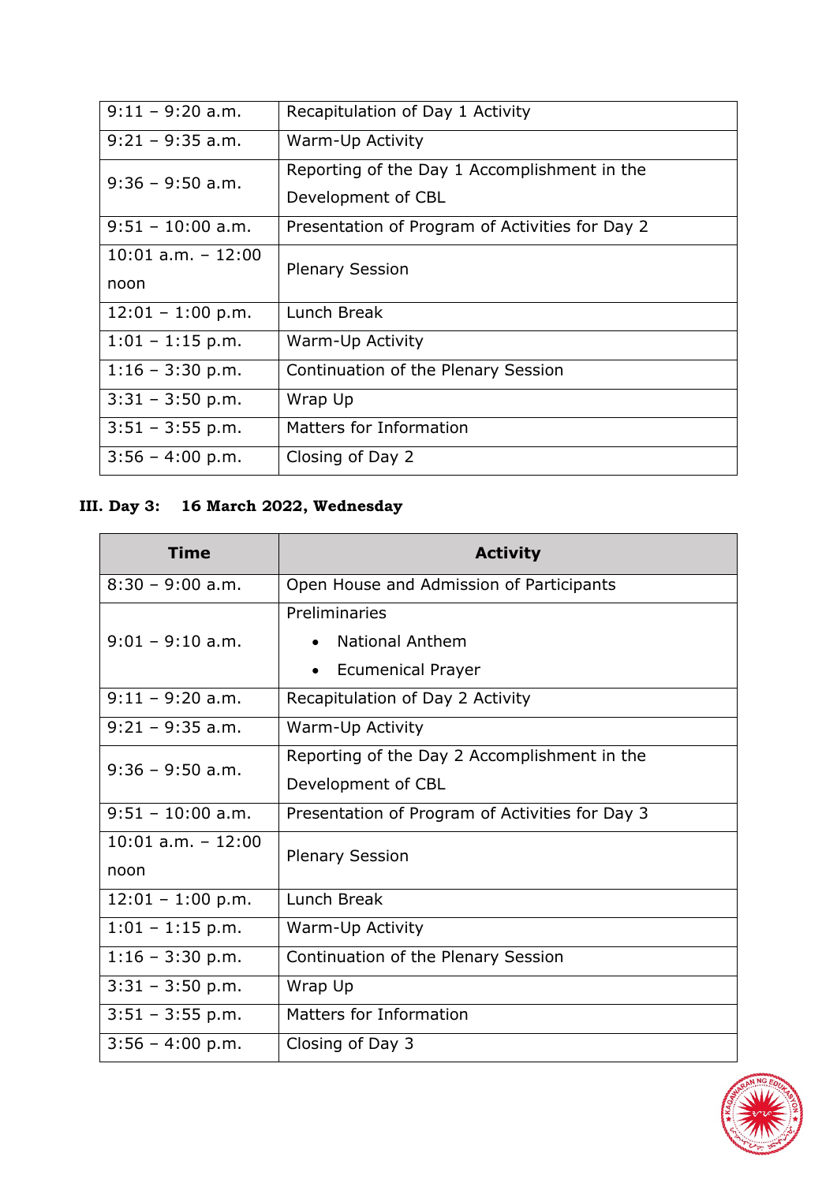| 9:11 – 9:20 a.m. | Recapitulation of Day 1 Activity |
|---|---|
| 9:21 – 9:35 a.m. | Warm-Up Activity |
| 9:36 – 9:50 a.m. | Reporting of the Day 1 Accomplishment in the Development of CBL |
| 9:51 – 10:00 a.m. | Presentation of Program of Activities for Day 2 |
| 10:01 a.m. – 12:00 noon | Plenary Session |
| 12:01 – 1:00 p.m. | Lunch Break |
| 1:01 – 1:15 p.m. | Warm-Up Activity |
| 1:16 – 3:30 p.m. | Continuation of the Plenary Session |
| 3:31 – 3:50 p.m. | Wrap Up |
| 3:51 – 3:55 p.m. | Matters for Information |
| 3:56 – 4:00 p.m. | Closing of Day 2 |

**III. Day 3: 16 March 2022, Wednesday**

| Time | Activity |
|---|---|
| 8:30 – 9:00 a.m. | Open House and Admission of Participants |
| 9:01 – 9:10 a.m. | Preliminaries<br>• National Anthem<br>• Ecumenical Prayer |
| 9:11 – 9:20 a.m. | Recapitulation of Day 2 Activity |
| 9:21 – 9:35 a.m. | Warm-Up Activity |
| 9:36 – 9:50 a.m. | Reporting of the Day 2 Accomplishment in the Development of CBL |
| 9:51 – 10:00 a.m. | Presentation of Program of Activities for Day 3 |
| 10:01 a.m. – 12:00 noon | Plenary Session |
| 12:01 – 1:00 p.m. | Lunch Break |
| 1:01 – 1:15 p.m. | Warm-Up Activity |
| 1:16 – 3:30 p.m. | Continuation of the Plenary Session |
| 3:31 – 3:50 p.m. | Wrap Up |
| 3:51 – 3:55 p.m. | Matters for Information |
| 3:56 – 4:00 p.m. | Closing of Day 3 |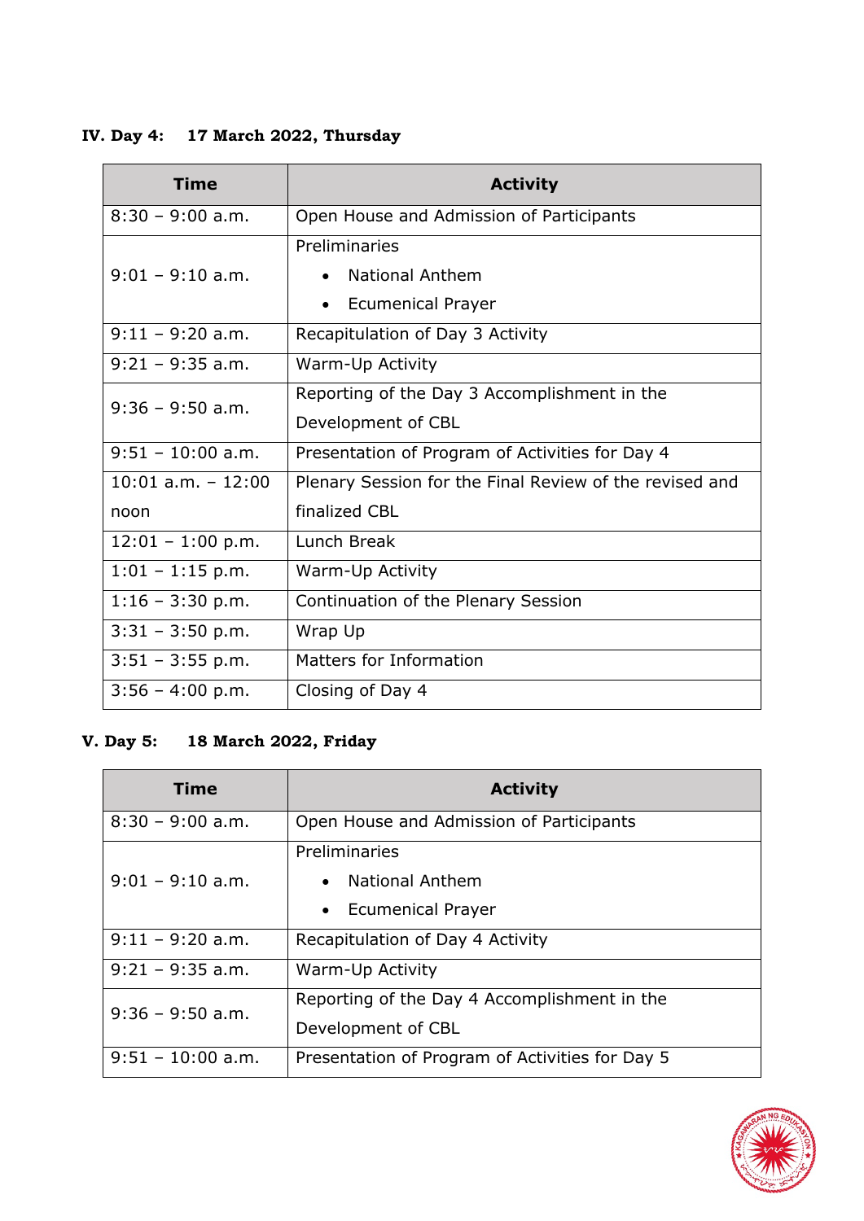### IV. Day 4: 17 March 2022, Thursday

| Time | Activity |
|---|---|
| 8:30 – 9:00 a.m. | Open House and Admission of Participants |
| 9:01 – 9:10 a.m. | Preliminaries<br>• National Anthem<br>• Ecumenical Prayer |
| 9:11 – 9:20 a.m. | Recapitulation of Day 3 Activity |
| 9:21 – 9:35 a.m. | Warm-Up Activity |
| 9:36 – 9:50 a.m. | Reporting of the Day 3 Accomplishment in the Development of CBL |
| 9:51 – 10:00 a.m. | Presentation of Program of Activities for Day 4 |
| 10:01 a.m. – 12:00 noon | Plenary Session for the Final Review of the revised and finalized CBL |
| 12:01 – 1:00 p.m. | Lunch Break |
| 1:01 – 1:15 p.m. | Warm-Up Activity |
| 1:16 – 3:30 p.m. | Continuation of the Plenary Session |
| 3:31 – 3:50 p.m. | Wrap Up |
| 3:51 – 3:55 p.m. | Matters for Information |
| 3:56 – 4:00 p.m. | Closing of Day 4 |

### V. Day 5: 18 March 2022, Friday

| Time | Activity |
|---|---|
| 8:30 – 9:00 a.m. | Open House and Admission of Participants |
| 9:01 – 9:10 a.m. | Preliminaries<br>• National Anthem<br>• Ecumenical Prayer |
| 9:11 – 9:20 a.m. | Recapitulation of Day 4 Activity |
| 9:21 – 9:35 a.m. | Warm-Up Activity |
| 9:36 – 9:50 a.m. | Reporting of the Day 4 Accomplishment in the Development of CBL |
| 9:51 – 10:00 a.m. | Presentation of Program of Activities for Day 5 |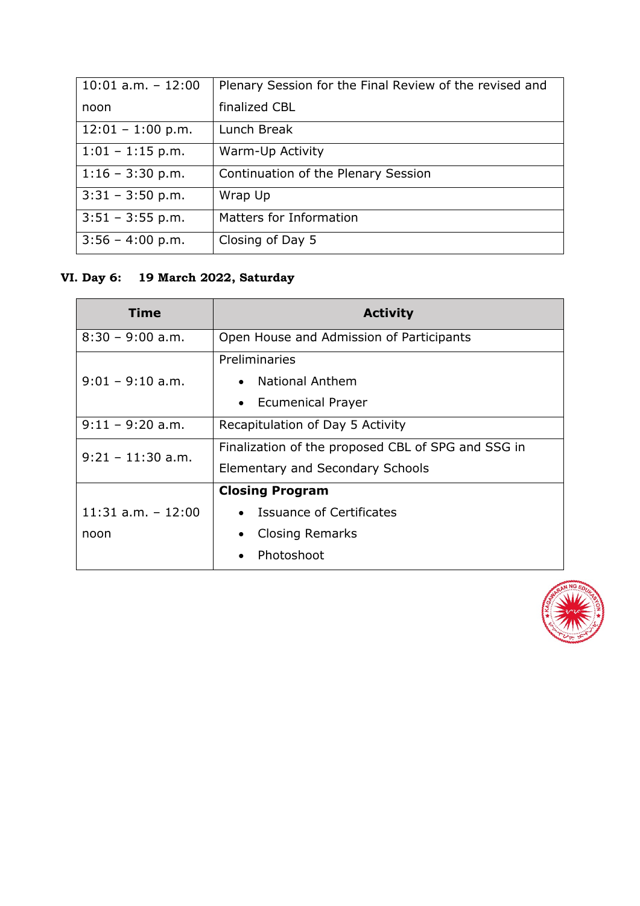| | |
|---|---|
| 10:01 a.m. – 12:00 noon | Plenary Session for the Final Review of the revised and finalized CBL |
| 12:01 – 1:00 p.m. | Lunch Break |
| 1:01 – 1:15 p.m. | Warm-Up Activity |
| 1:16 – 3:30 p.m. | Continuation of the Plenary Session |
| 3:31 – 3:50 p.m. | Wrap Up |
| 3:51 – 3:55 p.m. | Matters for Information |
| 3:56 – 4:00 p.m. | Closing of Day 5 |

**VI. Day 6: 19 March 2022, Saturday**

| Time | Activity |
|---|---|
| 8:30 – 9:00 a.m. | Open House and Admission of Participants |
| 9:01 – 9:10 a.m. | Preliminaries<br>• National Anthem<br>• Ecumenical Prayer |
| 9:11 – 9:20 a.m. | Recapitulation of Day 5 Activity |
| 9:21 – 11:30 a.m. | Finalization of the proposed CBL of SPG and SSG in Elementary and Secondary Schools |
| 11:31 a.m. – 12:00 noon | **Closing Program**<br>• Issuance of Certificates<br>• Closing Remarks<br>• Photoshoot |